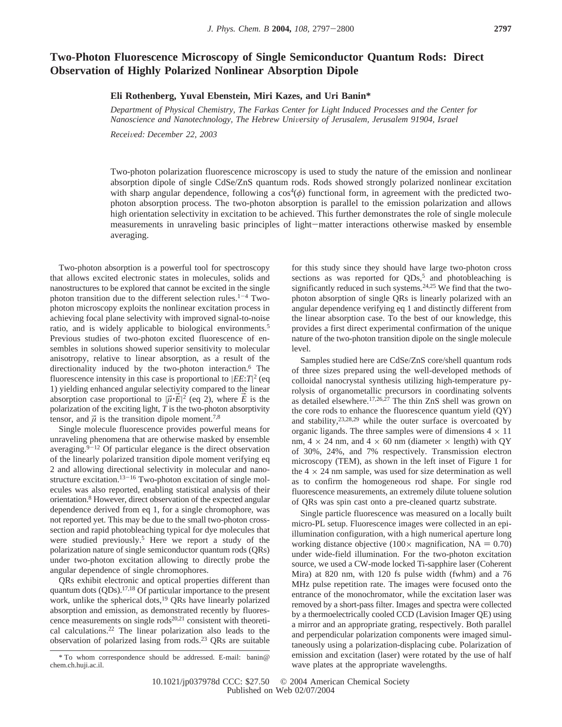# Two-Photon Fluorescence Microscopy of Single Semiconductor Quantum Rods: Direct Observation of Highly Polarized Nonlinear Absorption Dipole

**Eli Rothenberg, Yuval Ebenstein, Miri Kazes, and Uri Banin***

*Department of Physical Chemistry, The Farkas Center for Light Induced Processes and the Center for Nanoscience and Nanotechnology, The Hebrew University of Jerusalem, Jerusalem 91904, Israel*

*Received: December 22, 2003*

Two-photon polarization fluorescence microscopy is used to study the nature of the emission and nonlinear absorption dipole of single CdSe/ZnS quantum rods. Rods showed strongly polarized nonlinear excitation with sharp angular dependence, following a $\cos^4(\phi)$ functional form, in agreement with the predicted two-photon absorption process. The two-photon absorption is parallel to the emission polarization and allows high orientation selectivity in excitation to be achieved. This further demonstrates the role of single molecule measurements in unraveling basic principles of light−matter interactions otherwise masked by ensemble averaging.

Two-photon absorption is a powerful tool for spectroscopy that allows excited electronic states in molecules, solids and nanostructures to be explored that cannot be excited in the single photon transition due to the different selection rules.[1−4] Two-photon microscopy exploits the nonlinear excitation process in achieving focal plane selectivity with improved signal-to-noise ratio, and is widely applicable to biological environments.[5] Previous studies of two-photon excited fluorescence of ensembles in solutions showed superior sensitivity to molecular anisotropy, relative to linear absorption, as a result of the directionality induced by the two-photon interaction.[6] The fluorescence intensity in this case is proportional to $|EE{:}T|^2$ (eq 1) yielding enhanced angular selectivity compared to the linear absorption case proportional to $|\vec{\mu}\cdot\vec{E}|^2$ (eq 2), where $\vec{E}$ is the polarization of the exciting light, $T$ is the two-photon absorptivity tensor, and $\vec{\mu}$ is the transition dipole moment.[7,8]

Single molecule fluorescence provides powerful means for unraveling phenomena that are otherwise masked by ensemble averaging.[9−12] Of particular elegance is the direct observation of the linearly polarized transition dipole moment verifying eq 2 and allowing directional selectivity in molecular and nanostructure excitation.[13−16] Two-photon excitation of single molecules was also reported, enabling statistical analysis of their orientation.[8] However, direct observation of the expected angular dependence derived from eq 1, for a single chromophore, was not reported yet. This may be due to the small two-photon cross-section and rapid photobleaching typical for dye molecules that were studied previously.[5] Here we report a study of the polarization nature of single semiconductor quantum rods (QRs) under two-photon excitation allowing to directly probe the angular dependence of single chromophores.

QRs exhibit electronic and optical properties different than quantum dots (QDs).[17,18] Of particular importance to the present work, unlike the spherical dots,[19] QRs have linearly polarized absorption and emission, as demonstrated recently by fluorescence measurements on single rods[20,21] consistent with theoretical calculations.[22] The linear polarization also leads to the observation of polarized lasing from rods.[23] QRs are suitable for this study since they should have large two-photon cross sections as was reported for QDs,[5] and photobleaching is significantly reduced in such systems.[24,25] We find that the two-photon absorption of single QRs is linearly polarized with an angular dependence verifying eq 1 and distinctly different from the linear absorption case. To the best of our knowledge, this provides a first direct experimental confirmation of the unique nature of the two-photon transition dipole on the single molecule level.

Samples studied here are CdSe/ZnS core/shell quantum rods of three sizes prepared using the well-developed methods of colloidal nanocrystal synthesis utilizing high-temperature pyrolysis of organometallic precursors in coordinating solvents as detailed elsewhere.[17,26,27] The thin ZnS shell was grown on the core rods to enhance the fluorescence quantum yield (QY) and stability,[23,28,29] while the outer surface is overcoated by organic ligands. The three samples were of dimensions 4 × 11 nm, 4 × 24 nm, and 4 × 60 nm (diameter × length) with QY of 30%, 24%, and 7% respectively. Transmission electron microscopy (TEM), as shown in the left inset of Figure 1 for the 4 × 24 nm sample, was used for size determination as well as to confirm the homogeneous rod shape. For single rod fluorescence measurements, an extremely dilute toluene solution of QRs was spin cast onto a pre-cleaned quartz substrate.

Single particle fluorescence was measured on a locally built micro-PL setup. Fluorescence images were collected in an epi-illumination configuration, with a high numerical aperture long working distance objective (100× magnification, NA = 0.70) under wide-field illumination. For the two-photon excitation source, we used a CW-mode locked Ti-sapphire laser (Coherent Mira) at 820 nm, with 120 fs pulse width (fwhm) and a 76 MHz pulse repetition rate. The images were focused onto the entrance of the monochromator, while the excitation laser was removed by a short-pass filter. Images and spectra were collected by a thermoelectrically cooled CCD (Lavision Imager QE) using a mirror and an appropriate grating, respectively. Both parallel and perpendicular polarization components were imaged simultaneously using a polarization-displacing cube. Polarization of emission and excitation (laser) were rotated by the use of half wave plates at the appropriate wavelengths.

\* To whom correspondence should be addressed. E-mail: banin@chem.ch.huji.ac.il.

10.1021/jp037978d CCC: $27.50 © 2004 American Chemical Society
Published on Web 02/07/2004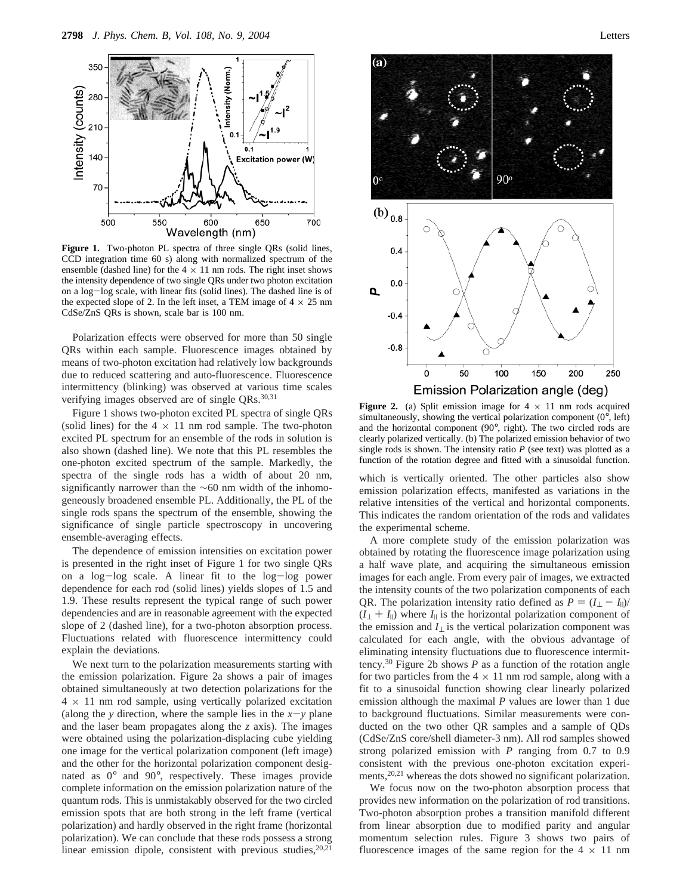**Figure 1.** Two-photon PL spectra of three single QRs (solid lines, CCD integration time 60 s) along with normalized spectrum of the ensemble (dashed line) for the 4 × 11 nm rods. The right inset shows the intensity dependence of two single QRs under two photon excitation on a log−log scale, with linear fits (solid lines). The dashed line is of the expected slope of 2. In the left inset, a TEM image of 4 × 25 nm CdSe/ZnS QRs is shown, scale bar is 100 nm.

Polarization effects were observed for more than 50 single QRs within each sample. Fluorescence images obtained by means of two-photon excitation had relatively low backgrounds due to reduced scattering and auto-fluorescence. Fluorescence intermittency (blinking) was observed at various time scales verifying images observed are of single QRs.[30,31]

Figure 1 shows two-photon excited PL spectra of single QRs (solid lines) for the 4 × 11 nm rod sample. The two-photon excited PL spectrum for an ensemble of the rods in solution is also shown (dashed line). We note that this PL resembles the one-photon excited spectrum of the sample. Markedly, the spectra of the single rods has a width of about 20 nm, significantly narrower than the ~60 nm width of the inhomogeneously broadened ensemble PL. Additionally, the PL of the single rods spans the spectrum of the ensemble, showing the significance of single particle spectroscopy in uncovering ensemble-averaging effects.

The dependence of emission intensities on excitation power is presented in the right inset of Figure 1 for two single QRs on a log−log scale. A linear fit to the log−log power dependence for each rod (solid lines) yields slopes of 1.5 and 1.9. These results represent the typical range of such power dependencies and are in reasonable agreement with the expected slope of 2 (dashed line), for a two-photon absorption process. Fluctuations related with fluorescence intermittency could explain the deviations.

We next turn to the polarization measurements starting with the emission polarization. Figure 2a shows a pair of images obtained simultaneously at two detection polarizations for the 4 × 11 nm rod sample, using vertically polarized excitation (along the $y$ direction, where the sample lies in the $x-y$ plane and the laser beam propagates along the $z$ axis). The images were obtained using the polarization-displacing cube yielding one image for the vertical polarization component (left image) and the other for the horizontal polarization component designated as 0° and 90°, respectively. These images provide complete information on the emission polarization nature of the quantum rods. This is unmistakably observed for the two circled emission spots that are both strong in the left frame (vertical polarization) and hardly observed in the right frame (horizontal polarization). We can conclude that these rods possess a strong linear emission dipole, consistent with previous studies,[20,21] which is vertically oriented. The other particles also show emission polarization effects, manifested as variations in the relative intensities of the vertical and horizontal components. This indicates the random orientation of the rods and validates the experimental scheme.

**Figure 2.** (a) Split emission image for 4 × 11 nm rods acquired simultaneously, showing the vertical polarization component (0°, left) and the horizontal component (90°, right). The two circled rods are clearly polarized vertically. (b) The polarized emission behavior of two single rods is shown. The intensity ratio $P$ (see text) was plotted as a function of the rotation degree and fitted with a sinusoidal function.

A more complete study of the emission polarization was obtained by rotating the fluorescence image polarization using a half wave plate, and acquiring the simultaneous emission images for each angle. From every pair of images, we extracted the intensity counts of the two polarization components of each QR. The polarization intensity ratio defined as $P = (I_{\perp} - I_{\parallel})/(I_{\perp} + I_{\parallel})$ where $I_{\parallel}$ is the horizontal polarization component of the emission and $I_{\perp}$ is the vertical polarization component was calculated for each angle, with the obvious advantage of eliminating intensity fluctuations due to fluorescence intermittency.[30] Figure 2b shows $P$ as a function of the rotation angle for two particles from the 4 × 11 nm rod sample, along with a fit to a sinusoidal function showing clear linearly polarized emission although the maximal $P$ values are lower than 1 due to background fluctuations. Similar measurements were conducted on the two other QR samples and a sample of QDs (CdSe/ZnS core/shell diameter-3 nm). All rod samples showed strong polarized emission with $P$ ranging from 0.7 to 0.9 consistent with the previous one-photon excitation experiments,[20,21] whereas the dots showed no significant polarization.

We focus now on the two-photon absorption process that provides new information on the polarization of rod transitions. Two-photon absorption probes a transition manifold different from linear absorption due to modified parity and angular momentum selection rules. Figure 3 shows two pairs of fluorescence images of the same region for the 4 × 11 nm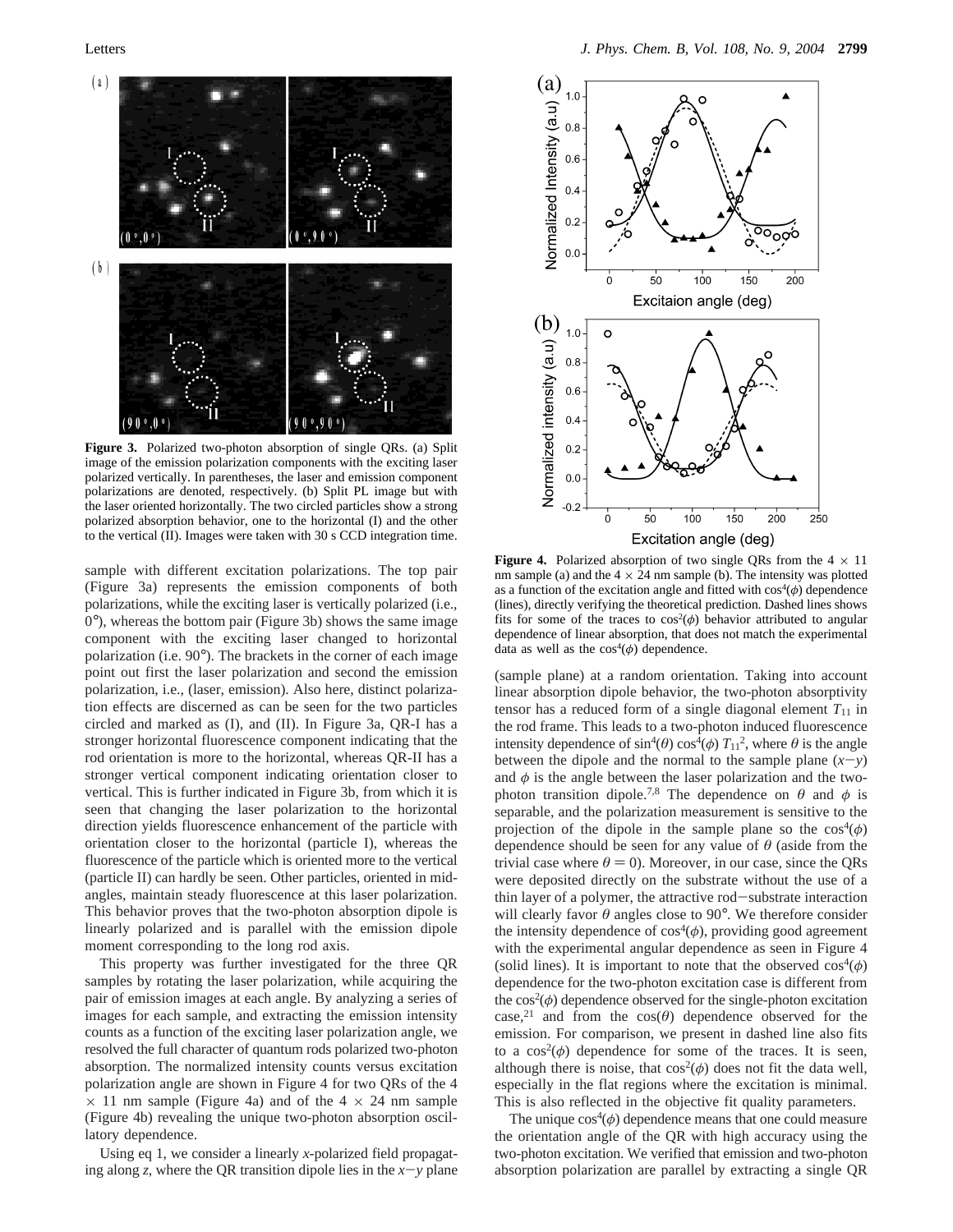**Figure 3.** Polarized two-photon absorption of single QRs. (a) Split image of the emission polarization components with the exciting laser polarized vertically. In parentheses, the laser and emission component polarizations are denoted, respectively. (b) Split PL image but with the laser oriented horizontally. The two circled particles show a strong polarized absorption behavior, one to the horizontal (I) and the other to the vertical (II). Images were taken with 30 s CCD integration time.

sample with different excitation polarizations. The top pair (Figure 3a) represents the emission components of both polarizations, while the exciting laser is vertically polarized (i.e., 0°), whereas the bottom pair (Figure 3b) shows the same image component with the exciting laser changed to horizontal polarization (i.e. 90°). The brackets in the corner of each image point out first the laser polarization and second the emission polarization, i.e., (laser, emission). Also here, distinct polarization effects are discerned as can be seen for the two particles circled and marked as (I), and (II). In Figure 3a, QR-I has a stronger horizontal fluorescence component indicating that the rod orientation is more to the horizontal, whereas QR-II has a stronger vertical component indicating orientation closer to vertical. This is further indicated in Figure 3b, from which it is seen that changing the laser polarization to the horizontal direction yields fluorescence enhancement of the particle with orientation closer to the horizontal (particle I), whereas the fluorescence of the particle which is oriented more to the vertical (particle II) can hardly be seen. Other particles, oriented in mid-angles, maintain steady fluorescence at this laser polarization. This behavior proves that the two-photon absorption dipole is linearly polarized and is parallel with the emission dipole moment corresponding to the long rod axis.

This property was further investigated for the three QR samples by rotating the laser polarization, while acquiring the pair of emission images at each angle. By analyzing a series of images for each sample, and extracting the emission intensity counts as a function of the exciting laser polarization angle, we resolved the full character of quantum rods polarized two-photon absorption. The normalized intensity counts versus excitation polarization angle are shown in Figure 4 for two QRs of the 4 × 11 nm sample (Figure 4a) and of the 4 × 24 nm sample (Figure 4b) revealing the unique two-photon absorption oscillatory dependence.

Using eq 1, we consider a linearly $x$-polarized field propagating along $z$, where the QR transition dipole lies in the $x-y$ plane (sample plane) at a random orientation. Taking into account linear absorption dipole behavior, the two-photon absorptivity tensor has a reduced form of a single diagonal element $T_{11}$ in the rod frame. This leads to a two-photon induced fluorescence intensity dependence of $\sin^4(\theta)\cos^4(\phi)\,T_{11}^2$, where $\theta$ is the angle between the dipole and the normal to the sample plane ($x-y$) and $\phi$ is the angle between the laser polarization and the two-photon transition dipole.[7,8] The dependence on $\theta$ and $\phi$ is separable, and the polarization measurement is sensitive to the projection of the dipole in the sample plane so the $\cos^4(\phi)$ dependence should be seen for any value of $\theta$ (aside from the trivial case where $\theta = 0$). Moreover, in our case, since the QRs were deposited directly on the substrate without the use of a thin layer of a polymer, the attractive rod–substrate interaction will clearly favor $\theta$ angles close to 90°. We therefore consider the intensity dependence of $\cos^4(\phi)$, providing good agreement with the experimental angular dependence as seen in Figure 4 (solid lines). It is important to note that the observed $\cos^4(\phi)$ dependence for the two-photon excitation case is different from the $\cos^2(\phi)$ dependence observed for the single-photon excitation case,[21] and from the $\cos(\theta)$ dependence observed for the emission. For comparison, we present in dashed line also fits to a $\cos^2(\phi)$ dependence for some of the traces. It is seen, although there is noise, that $\cos^2(\phi)$ does not fit the data well, especially in the flat regions where the excitation is minimal. This is also reflected in the objective fit quality parameters.

The unique $\cos^4(\phi)$ dependence means that one could measure the orientation angle of the QR with high accuracy using the two-photon excitation. We verified that emission and two-photon absorption polarization are parallel by extracting a single QR

**Figure 4.** Polarized absorption of two single QRs from the 4 × 11 nm sample (a) and the 4 × 24 nm sample (b). The intensity was plotted as a function of the excitation angle and fitted with $\cos^4(\phi)$ dependence (lines), directly verifying the theoretical prediction. Dashed lines shows fits for some of the traces to $\cos^2(\phi)$ behavior attributed to angular dependence of linear absorption, that does not match the experimental data as well as the $\cos^4(\phi)$ dependence.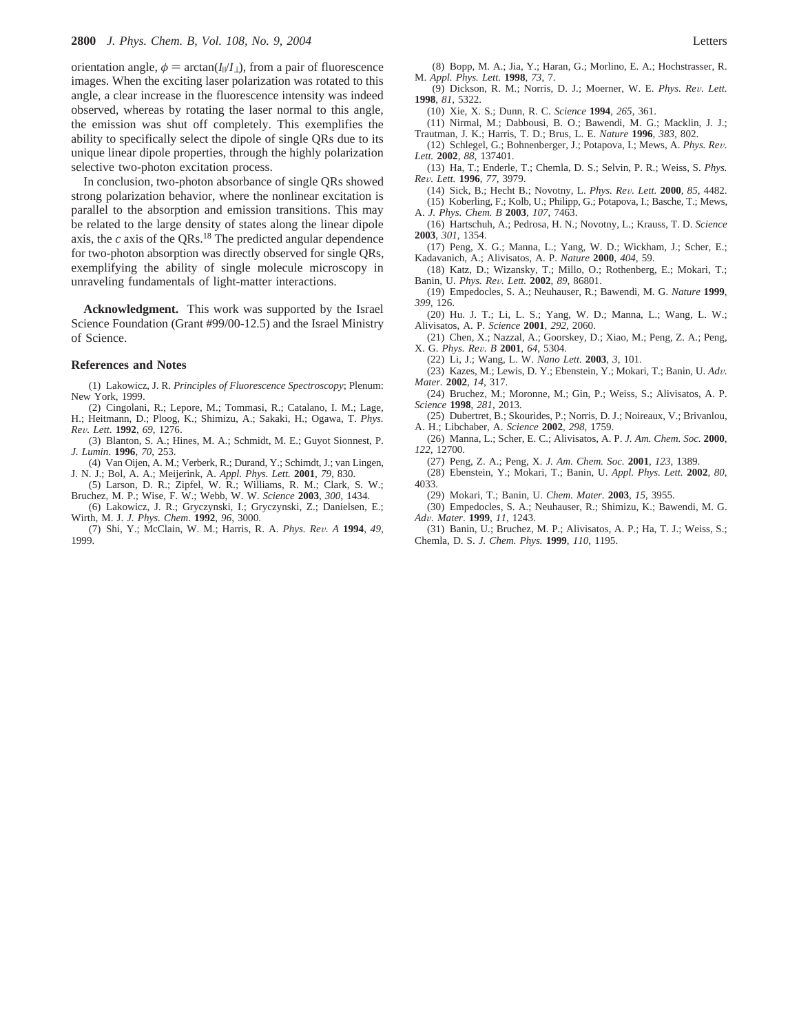orientation angle, $\phi = \arctan(I_{\parallel}/I_{\perp})$, from a pair of fluorescence images. When the exciting laser polarization was rotated to this angle, a clear increase in the fluorescence intensity was indeed observed, whereas by rotating the laser normal to this angle, the emission was shut off completely. This exemplifies the ability to specifically select the dipole of single QRs due to its unique linear dipole properties, through the highly polarization selective two-photon excitation process.

In conclusion, two-photon absorbance of single QRs showed strong polarization behavior, where the nonlinear excitation is parallel to the absorption and emission transitions. This may be related to the large density of states along the linear dipole axis, the *c* axis of the QRs.[18] The predicted angular dependence for two-photon absorption was directly observed for single QRs, exemplifying the ability of single molecule microscopy in unraveling fundamentals of light-matter interactions.

**Acknowledgment.** This work was supported by the Israel Science Foundation (Grant #99/00-12.5) and the Israel Ministry of Science.

## References and Notes

(1) Lakowicz, J. R. *Principles of Fluorescence Spectroscopy*; Plenum: New York, 1999.

(2) Cingolani, R.; Lepore, M.; Tommasi, R.; Catalano, I. M.; Lage, H.; Heitmann, D.; Ploog, K.; Shimizu, A.; Sakaki, H.; Ogawa, T. *Phys. Rev. Lett.* **1992**, *69*, 1276.

(3) Blanton, S. A.; Hines, M. A.; Schmidt, M. E.; Guyot Sionnest, P. *J. Lumin*. **1996**, *70*, 253.

(4) Van Oijen, A. M.; Verberk, R.; Durand, Y.; Schimdt, J.; van Lingen, J. N. J.; Bol, A. A.; Meijerink, A. *Appl. Phys. Lett.* **2001**, *79*, 830.

(5) Larson, D. R.; Zipfel, W. R.; Williams, R. M.; Clark, S. W.; Bruchez, M. P.; Wise, F. W.; Webb, W. W. *Science* **2003**, *300*, 1434.

(6) Lakowicz, J. R.; Gryczynski, I.; Gryczynski, Z.; Danielsen, E.; Wirth, M. J. *J. Phys. Chem*. **1992**, *96*, 3000.

(7) Shi, Y.; McClain, W. M.; Harris, R. A. *Phys. Rev. A* **1994**, *49*, 1999.

(8) Bopp, M. A.; Jia, Y.; Haran, G.; Morlino, E. A.; Hochstrasser, R. M. *Appl. Phys. Lett.* **1998**, *73*, 7.

(9) Dickson, R. M.; Norris, D. J.; Moerner, W. E. *Phys. Rev. Lett.* **1998**, *81*, 5322.

(10) Xie, X. S.; Dunn, R. C. *Science* **1994**, *265*, 361.

(11) Nirmal, M.; Dabbousi, B. O.; Bawendi, M. G.; Macklin, J. J.; Trautman, J. K.; Harris, T. D.; Brus, L. E. *Nature* **1996**, *383*, 802.

(12) Schlegel, G.; Bohnenberger, J.; Potapova, I.; Mews, A. *Phys. Rev. Lett.* **2002**, *88*, 137401.

(13) Ha, T.; Enderle, T.; Chemla, D. S.; Selvin, P. R.; Weiss, S. *Phys. Rev. Lett.* **1996**, *77*, 3979.

(14) Sick, B.; Hecht B.; Novotny, L. *Phys. Rev. Lett.* **2000**, *85*, 4482.

(15) Koberling, F.; Kolb, U.; Philipp, G.; Potapova, I.; Basche, T.; Mews, A. *J. Phys. Chem. B* **2003**, *107*, 7463.

(16) Hartschuh, A.; Pedrosa, H. N.; Novotny, L.; Krauss, T. D. *Science* **2003**, *301*, 1354.

(17) Peng, X. G.; Manna, L.; Yang, W. D.; Wickham, J.; Scher, E.; Kadavanich, A.; Alivisatos, A. P. *Nature* **2000**, *404*, 59.

(18) Katz, D.; Wizansky, T.; Millo, O.; Rothenberg, E.; Mokari, T.; Banin, U. *Phys. Rev. Lett.* **2002**, *89*, 86801.

(19) Empedocles, S. A.; Neuhauser, R.; Bawendi, M. G. *Nature* **1999**, *399*, 126.

(20) Hu. J. T.; Li, L. S.; Yang, W. D.; Manna, L.; Wang, L. W.; Alivisatos, A. P. *Science* **2001**, *292*, 2060.

(21) Chen, X.; Nazzal, A.; Goorskey, D.; Xiao, M.; Peng, Z. A.; Peng, X. G. *Phys. Rev. B* **2001**, *64*, 5304.

(22) Li, J.; Wang, L. W. *Nano Lett.* **2003**, *3*, 101.

(23) Kazes, M.; Lewis, D. Y.; Ebenstein, Y.; Mokari, T.; Banin, U. *Adv. Mater.* **2002**, *14*, 317.

(24) Bruchez, M.; Moronne, M.; Gin, P.; Weiss, S.; Alivisatos, A. P. *Science* **1998**, *281*, 2013.

(25) Dubertret, B.; Skourides, P.; Norris, D. J.; Noireaux, V.; Brivanlou, A. H.; Libchaber, A. *Science* **2002**, *298*, 1759.

(26) Manna, L.; Scher, E. C.; Alivisatos, A. P. *J. Am. Chem. Soc.* **2000**, *122*, 12700.

(27) Peng, Z. A.; Peng, X. *J. Am. Chem. Soc.* **2001**, *123*, 1389.

(28) Ebenstein, Y.; Mokari, T.; Banin, U. *Appl. Phys. Lett.* **2002**, *80*, 4033.

(29) Mokari, T.; Banin, U. *Chem. Mater.* **2003**, *15*, 3955.

(30) Empedocles, S. A.; Neuhauser, R.; Shimizu, K.; Bawendi, M. G. *Adv. Mater.* **1999**, *11*, 1243.

(31) Banin, U.; Bruchez, M. P.; Alivisatos, A. P.; Ha, T. J.; Weiss, S.; Chemla, D. S. *J. Chem. Phys.* **1999**, *110*, 1195.